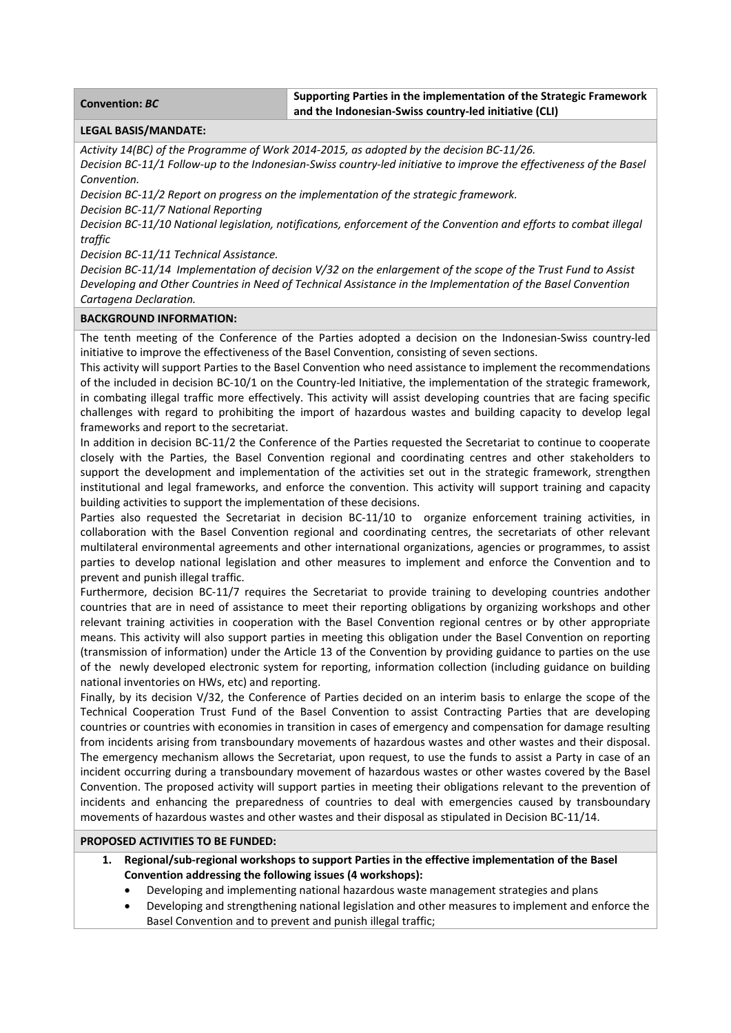| **Convention:** ***BC*** | **Supporting Parties in the implementation of the Strategic Framework and the Indonesian-Swiss country-led initiative (CLI)** |
|---|---|

**LEGAL BASIS/MANDATE:**

*Activity 14(BC) of the Programme of Work 2014-2015, as adopted by the decision BC-11/26.*
*Decision BC-11/1 Follow-up to the Indonesian-Swiss country-led initiative to improve the effectiveness of the Basel Convention.*
*Decision BC-11/2 Report on progress on the implementation of the strategic framework.*
*Decision BC-11/7 National Reporting*
*Decision BC-11/10 National legislation, notifications, enforcement of the Convention and efforts to combat illegal traffic*
*Decision BC-11/11 Technical Assistance.*
*Decision BC-11/14 Implementation of decision V/32 on the enlargement of the scope of the Trust Fund to Assist Developing and Other Countries in Need of Technical Assistance in the Implementation of the Basel Convention Cartagena Declaration.*

**BACKGROUND INFORMATION:**

The tenth meeting of the Conference of the Parties adopted a decision on the Indonesian-Swiss country-led initiative to improve the effectiveness of the Basel Convention, consisting of seven sections.

This activity will support Parties to the Basel Convention who need assistance to implement the recommendations of the included in decision BC-10/1 on the Country-led Initiative, the implementation of the strategic framework, in combating illegal traffic more effectively. This activity will assist developing countries that are facing specific challenges with regard to prohibiting the import of hazardous wastes and building capacity to develop legal frameworks and report to the secretariat.

In addition in decision BC-11/2 the Conference of the Parties requested the Secretariat to continue to cooperate closely with the Parties, the Basel Convention regional and coordinating centres and other stakeholders to support the development and implementation of the activities set out in the strategic framework, strengthen institutional and legal frameworks, and enforce the convention. This activity will support training and capacity building activities to support the implementation of these decisions.

Parties also requested the Secretariat in decision BC-11/10 to organize enforcement training activities, in collaboration with the Basel Convention regional and coordinating centres, the secretariats of other relevant multilateral environmental agreements and other international organizations, agencies or programmes, to assist parties to develop national legislation and other measures to implement and enforce the Convention and to prevent and punish illegal traffic.

Furthermore, decision BC-11/7 requires the Secretariat to provide training to developing countries andother countries that are in need of assistance to meet their reporting obligations by organizing workshops and other relevant training activities in cooperation with the Basel Convention regional centres or by other appropriate means. This activity will also support parties in meeting this obligation under the Basel Convention on reporting (transmission of information) under the Article 13 of the Convention by providing guidance to parties on the use of the newly developed electronic system for reporting, information collection (including guidance on building national inventories on HWs, etc) and reporting.

Finally, by its decision V/32, the Conference of Parties decided on an interim basis to enlarge the scope of the Technical Cooperation Trust Fund of the Basel Convention to assist Contracting Parties that are developing countries or countries with economies in transition in cases of emergency and compensation for damage resulting from incidents arising from transboundary movements of hazardous wastes and other wastes and their disposal. The emergency mechanism allows the Secretariat, upon request, to use the funds to assist a Party in case of an incident occurring during a transboundary movement of hazardous wastes or other wastes covered by the Basel Convention. The proposed activity will support parties in meeting their obligations relevant to the prevention of incidents and enhancing the preparedness of countries to deal with emergencies caused by transboundary movements of hazardous wastes and other wastes and their disposal as stipulated in Decision BC-11/14.

**PROPOSED ACTIVITIES TO BE FUNDED:**

1. **Regional/sub-regional workshops to support Parties in the effective implementation of the Basel Convention addressing the following issues (4 workshops):**
   - Developing and implementing national hazardous waste management strategies and plans
   - Developing and strengthening national legislation and other measures to implement and enforce the Basel Convention and to prevent and punish illegal traffic;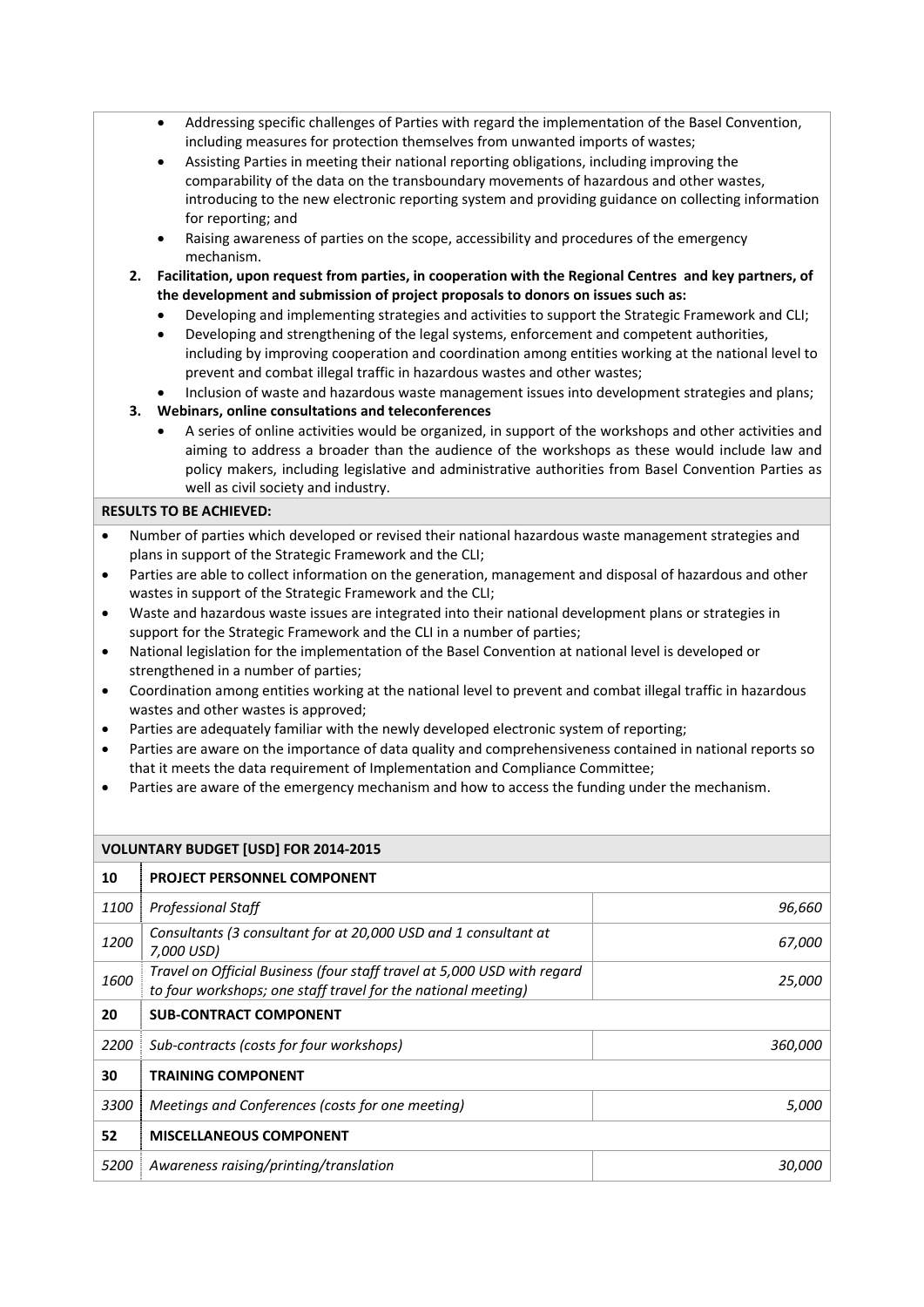- Addressing specific challenges of Parties with regard the implementation of the Basel Convention, including measures for protection themselves from unwanted imports of wastes;
- Assisting Parties in meeting their national reporting obligations, including improving the comparability of the data on the transboundary movements of hazardous and other wastes, introducing to the new electronic reporting system and providing guidance on collecting information for reporting; and
- Raising awareness of parties on the scope, accessibility and procedures of the emergency mechanism.

2. **Facilitation, upon request from parties, in cooperation with the Regional Centres and key partners, of the development and submission of project proposals to donors on issues such as:**
   - Developing and implementing strategies and activities to support the Strategic Framework and CLI;
   - Developing and strengthening of the legal systems, enforcement and competent authorities, including by improving cooperation and coordination among entities working at the national level to prevent and combat illegal traffic in hazardous wastes and other wastes;
   - Inclusion of waste and hazardous waste management issues into development strategies and plans;
3. **Webinars, online consultations and teleconferences**
   - A series of online activities would be organized, in support of the workshops and other activities and aiming to address a broader than the audience of the workshops as these would include law and policy makers, including legislative and administrative authorities from Basel Convention Parties as well as civil society and industry.

**RESULTS TO BE ACHIEVED:**

- Number of parties which developed or revised their national hazardous waste management strategies and plans in support of the Strategic Framework and the CLI;
- Parties are able to collect information on the generation, management and disposal of hazardous and other wastes in support of the Strategic Framework and the CLI;
- Waste and hazardous waste issues are integrated into their national development plans or strategies in support for the Strategic Framework and the CLI in a number of parties;
- National legislation for the implementation of the Basel Convention at national level is developed or strengthened in a number of parties;
- Coordination among entities working at the national level to prevent and combat illegal traffic in hazardous wastes and other wastes is approved;
- Parties are adequately familiar with the newly developed electronic system of reporting;
- Parties are aware on the importance of data quality and comprehensiveness contained in national reports so that it meets the data requirement of Implementation and Compliance Committee;
- Parties are aware of the emergency mechanism and how to access the funding under the mechanism.

**VOLUNTARY BUDGET [USD] FOR 2014-2015**

| | | |
|---|---|---|
| **10** | **PROJECT PERSONNEL COMPONENT** | |
| *1100* | *Professional Staff* | *96,660* |
| *1200* | *Consultants (3 consultant for at 20,000 USD and 1 consultant at 7,000 USD)* | *67,000* |
| *1600* | *Travel on Official Business (four staff travel at 5,000 USD with regard to four workshops; one staff travel for the national meeting)* | *25,000* |
| **20** | **SUB-CONTRACT COMPONENT** | |
| *2200* | *Sub-contracts (costs for four workshops)* | *360,000* |
| **30** | **TRAINING COMPONENT** | |
| *3300* | *Meetings and Conferences (costs for one meeting)* | *5,000* |
| **52** | **MISCELLANEOUS COMPONENT** | |
| *5200* | *Awareness raising/printing/translation* | *30,000* |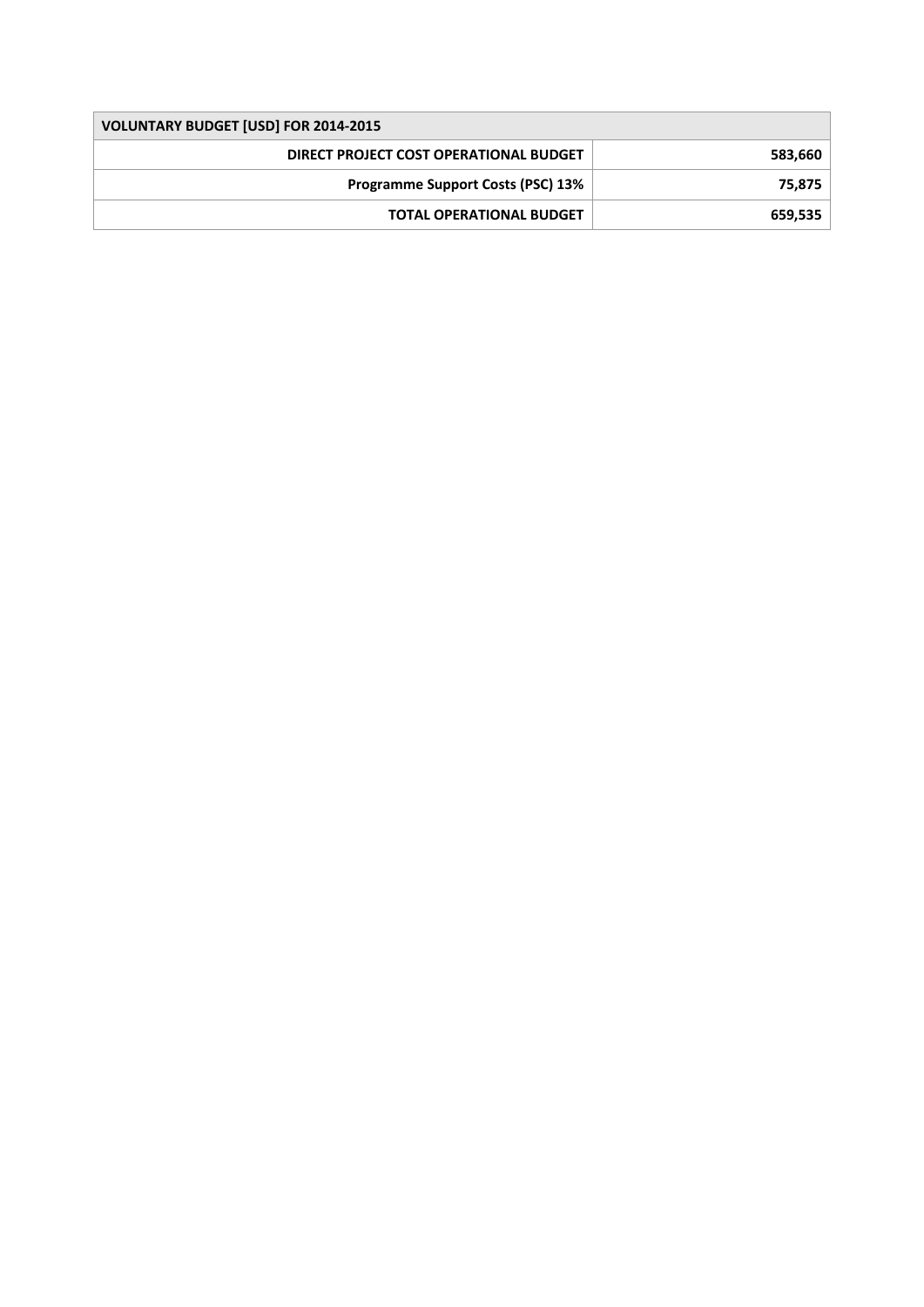| VOLUNTARY BUDGET [USD] FOR 2014-2015 | |
|---|---|
| **DIRECT PROJECT COST OPERATIONAL BUDGET** | **583,660** |
| **Programme Support Costs (PSC) 13%** | **75,875** |
| **TOTAL OPERATIONAL BUDGET** | **659,535** |